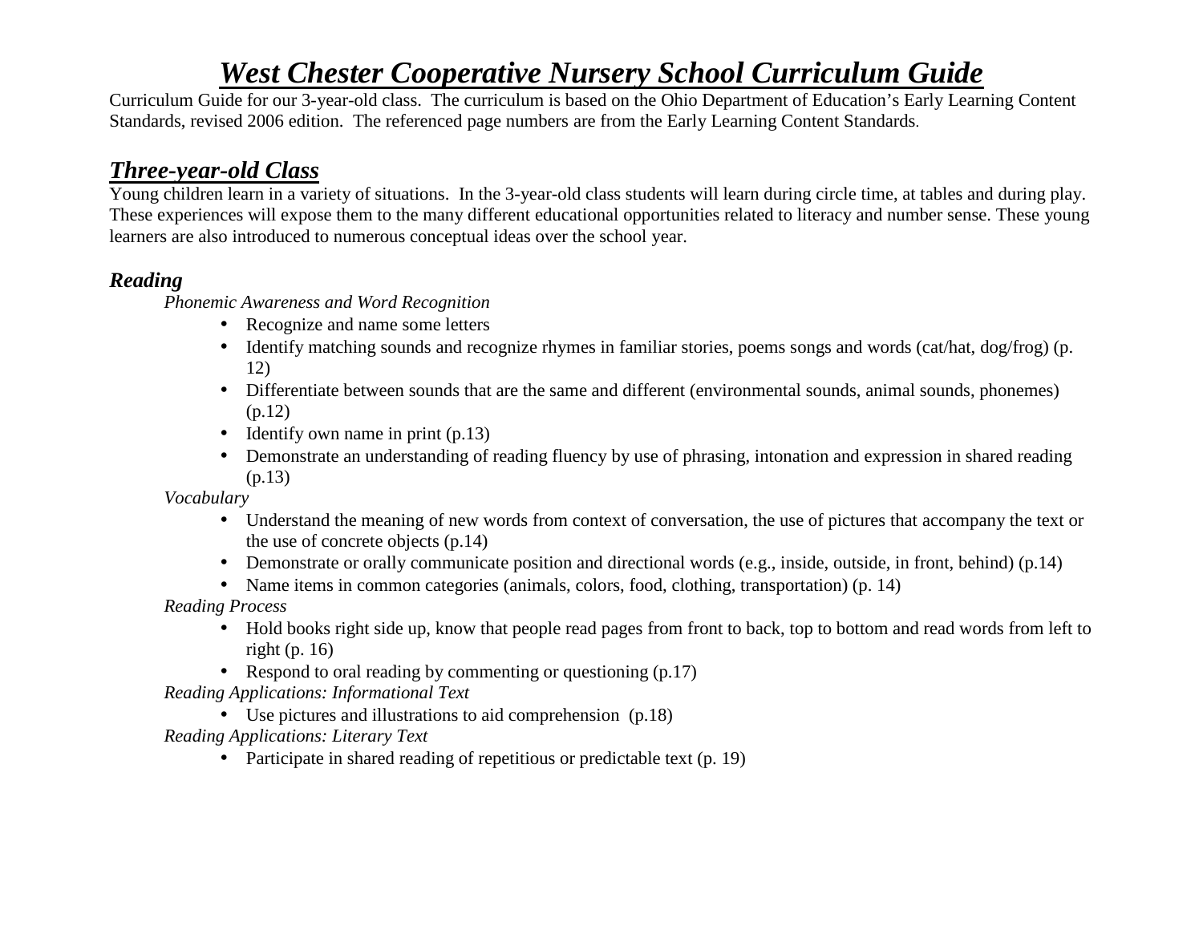# ***West Chester Cooperative Nursery School Curriculum Guide***

Curriculum Guide for our 3-year-old class. The curriculum is based on the Ohio Department of Education's Early Learning Content Standards, revised 2006 edition. The referenced page numbers are from the Early Learning Content Standards.

## ***Three-year-old Class***

Young children learn in a variety of situations. In the 3-year-old class students will learn during circle time, at tables and during play. These experiences will expose them to the many different educational opportunities related to literacy and number sense. These young learners are also introduced to numerous conceptual ideas over the school year.

### ***Reading***

*Phonemic Awareness and Word Recognition*

- Recognize and name some letters
- Identify matching sounds and recognize rhymes in familiar stories, poems songs and words (cat/hat, dog/frog) (p. 12)
- Differentiate between sounds that are the same and different (environmental sounds, animal sounds, phonemes) (p.12)
- Identify own name in print (p.13)
- Demonstrate an understanding of reading fluency by use of phrasing, intonation and expression in shared reading (p.13)

*Vocabulary*

- Understand the meaning of new words from context of conversation, the use of pictures that accompany the text or the use of concrete objects (p.14)
- Demonstrate or orally communicate position and directional words (e.g., inside, outside, in front, behind) (p.14)
- Name items in common categories (animals, colors, food, clothing, transportation) (p. 14)

*Reading Process*

- Hold books right side up, know that people read pages from front to back, top to bottom and read words from left to right (p. 16)
- Respond to oral reading by commenting or questioning (p.17)

*Reading Applications: Informational Text*

- Use pictures and illustrations to aid comprehension (p.18)

*Reading Applications: Literary Text*

- Participate in shared reading of repetitious or predictable text (p. 19)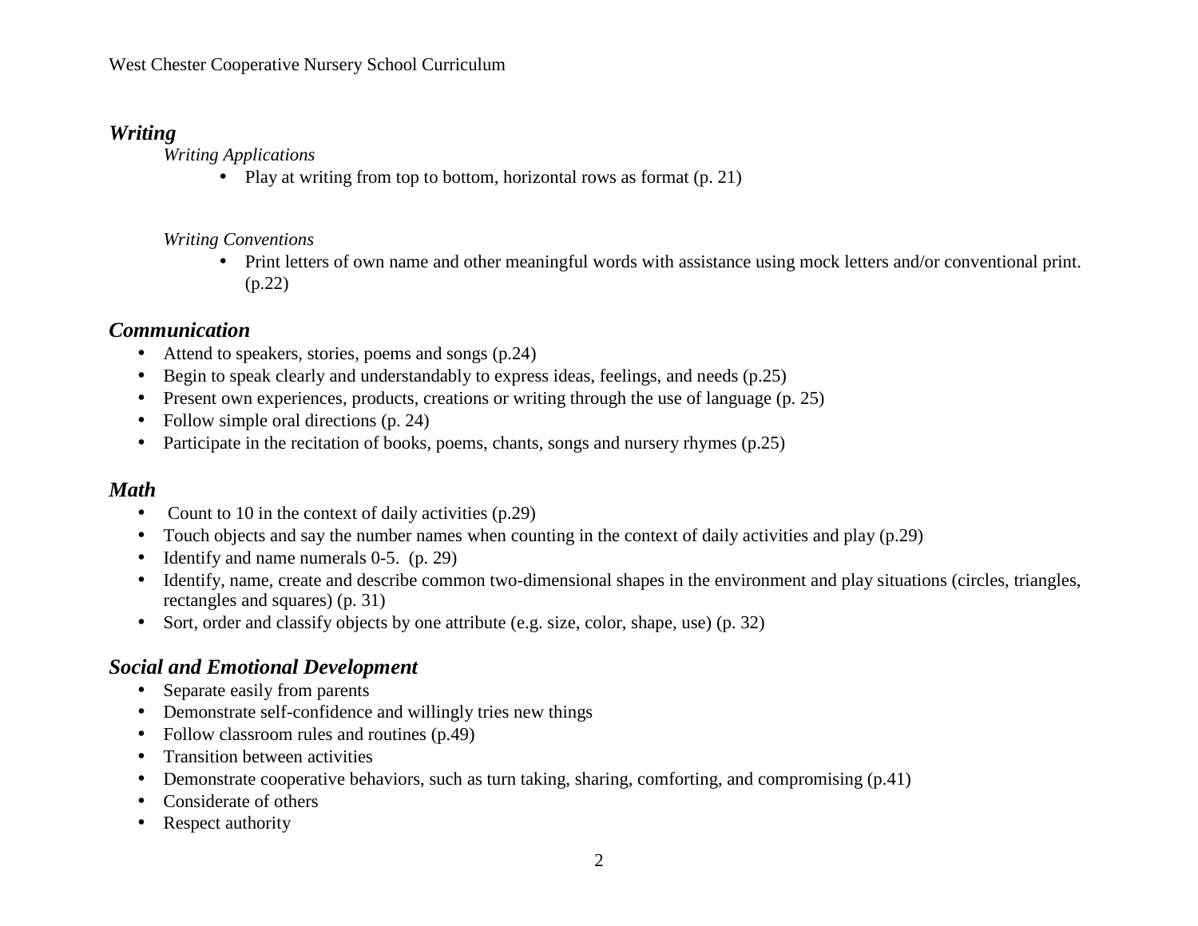## *Writing*

### *Writing Applications*

- Play at writing from top to bottom, horizontal rows as format (p. 21)

### *Writing Conventions*

- Print letters of own name and other meaningful words with assistance using mock letters and/or conventional print. (p.22)

## *Communication*

- Attend to speakers, stories, poems and songs (p.24)
- Begin to speak clearly and understandably to express ideas, feelings, and needs (p.25)
- Present own experiences, products, creations or writing through the use of language (p. 25)
- Follow simple oral directions (p. 24)
- Participate in the recitation of books, poems, chants, songs and nursery rhymes (p.25)

## *Math*

- Count to 10 in the context of daily activities (p.29)
- Touch objects and say the number names when counting in the context of daily activities and play (p.29)
- Identify and name numerals 0-5. (p. 29)
- Identify, name, create and describe common two-dimensional shapes in the environment and play situations (circles, triangles, rectangles and squares) (p. 31)
- Sort, order and classify objects by one attribute (e.g. size, color, shape, use) (p. 32)

## *Social and Emotional Development*

- Separate easily from parents
- Demonstrate self-confidence and willingly tries new things
- Follow classroom rules and routines (p.49)
- Transition between activities
- Demonstrate cooperative behaviors, such as turn taking, sharing, comforting, and compromising (p.41)
- Considerate of others
- Respect authority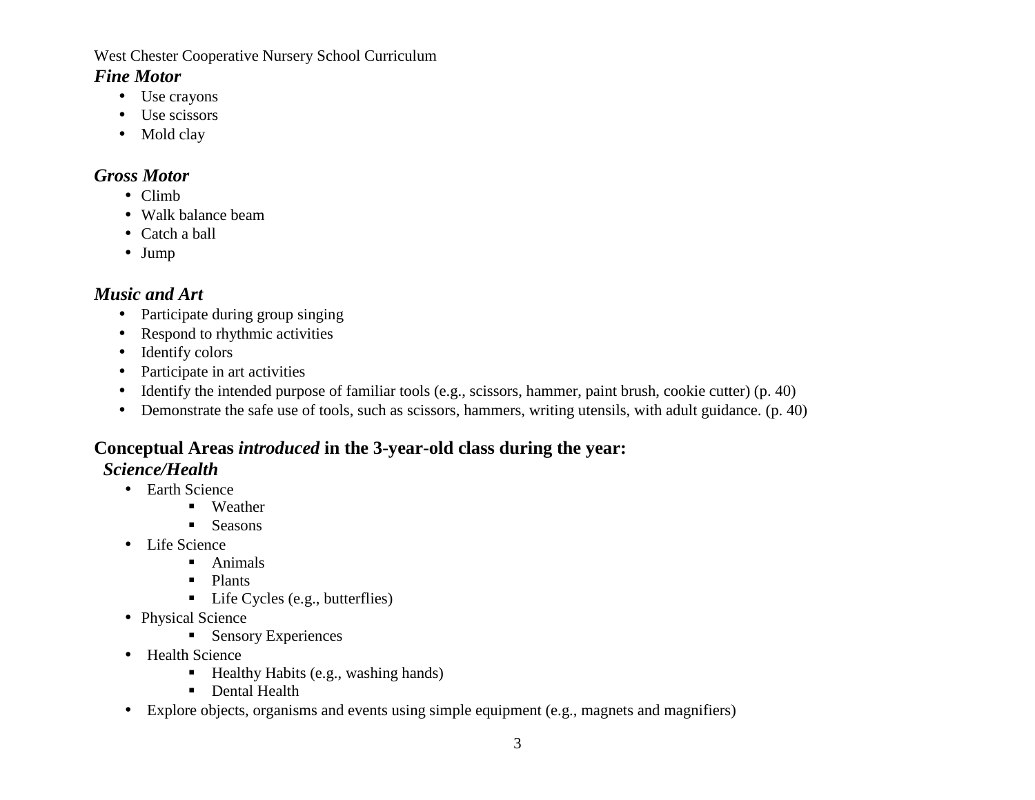West Chester Cooperative Nursery School Curriculum

### *Fine Motor*

- Use crayons
- Use scissors
- Mold clay

### *Gross Motor*

- Climb
- Walk balance beam
- Catch a ball
- Jump

### *Music and Art*

- Participate during group singing
- Respond to rhythmic activities
- Identify colors
- Participate in art activities
- Identify the intended purpose of familiar tools (e.g., scissors, hammer, paint brush, cookie cutter) (p. 40)
- Demonstrate the safe use of tools, such as scissors, hammers, writing utensils, with adult guidance. (p. 40)

## Conceptual Areas *introduced* in the 3-year-old class during the year:

### *Science/Health*

- Earth Science
  - Weather
  - Seasons
- Life Science
  - Animals
  - Plants
  - Life Cycles (e.g., butterflies)
- Physical Science
  - Sensory Experiences
- Health Science
  - Healthy Habits (e.g., washing hands)
  - Dental Health
- Explore objects, organisms and events using simple equipment (e.g., magnets and magnifiers)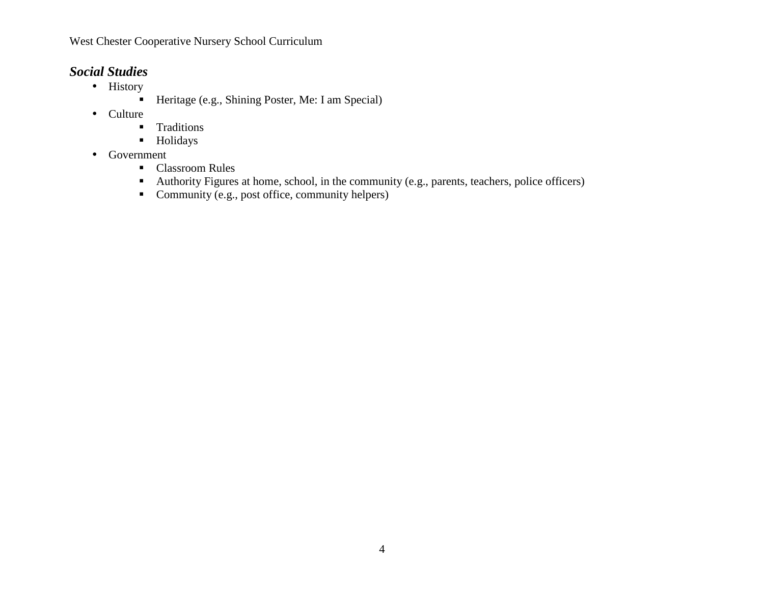***Social Studies***

- History
  - Heritage (e.g., Shining Poster, Me: I am Special)
- Culture
  - Traditions
  - Holidays
- Government
  - Classroom Rules
  - Authority Figures at home, school, in the community (e.g., parents, teachers, police officers)
  - Community (e.g., post office, community helpers)